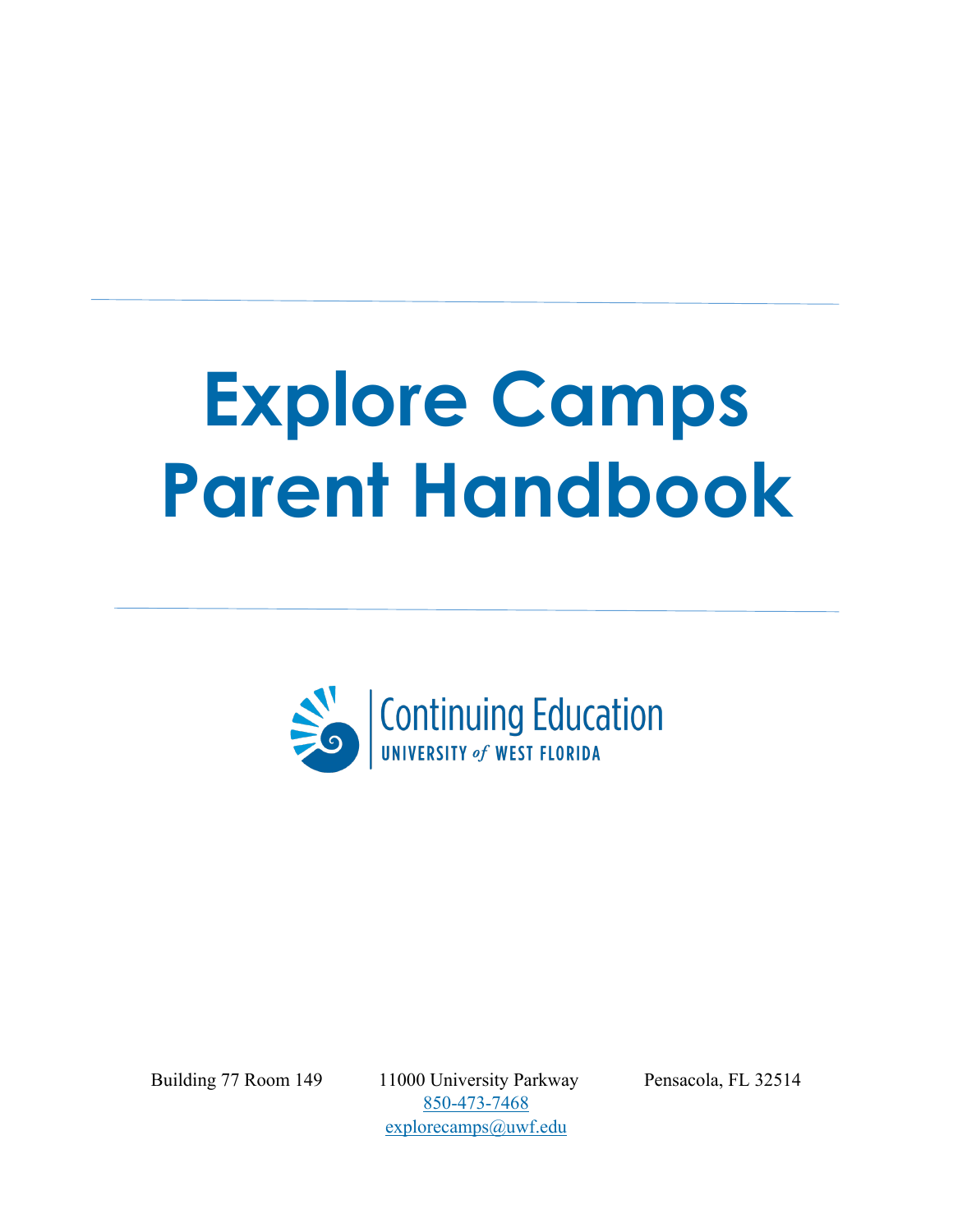# Explore Camps Parent Handbook

Continuing Education
UNIVERSITY *of* WEST FLORIDA

Building 77 Room 149 11000 University Parkway Pensacola, FL 32514

850-473-7468

explorecamps@uwf.edu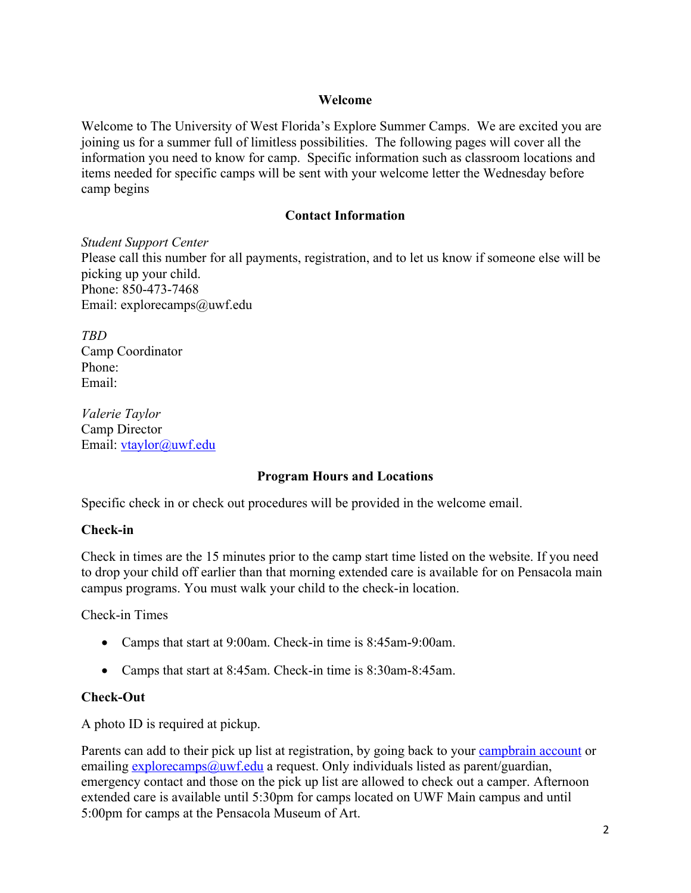## Welcome

Welcome to The University of West Florida's Explore Summer Camps. We are excited you are joining us for a summer full of limitless possibilities. The following pages will cover all the information you need to know for camp. Specific information such as classroom locations and items needed for specific camps will be sent with your welcome letter the Wednesday before camp begins

## Contact Information

*Student Support Center*
Please call this number for all payments, registration, and to let us know if someone else will be picking up your child.
Phone: 850-473-7468
Email: explorecamps@uwf.edu

*TBD*
Camp Coordinator
Phone:
Email:

*Valerie Taylor*
Camp Director
Email: vtaylor@uwf.edu

## Program Hours and Locations

Specific check in or check out procedures will be provided in the welcome email.

### Check-in

Check in times are the 15 minutes prior to the camp start time listed on the website. If you need to drop your child off earlier than that morning extended care is available for on Pensacola main campus programs. You must walk your child to the check-in location.

Check-in Times

- Camps that start at 9:00am. Check-in time is 8:45am-9:00am.
- Camps that start at 8:45am. Check-in time is 8:30am-8:45am.

### Check-Out

A photo ID is required at pickup.

Parents can add to their pick up list at registration, by going back to your campbrain account or emailing explorecamps@uwf.edu a request. Only individuals listed as parent/guardian, emergency contact and those on the pick up list are allowed to check out a camper. Afternoon extended care is available until 5:30pm for camps located on UWF Main campus and until 5:00pm for camps at the Pensacola Museum of Art.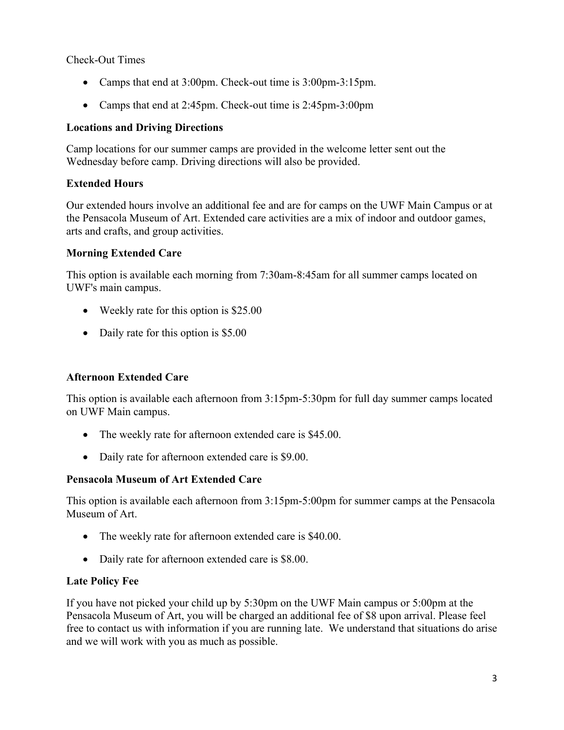Check-Out Times

- Camps that end at 3:00pm. Check-out time is 3:00pm-3:15pm.
- Camps that end at 2:45pm. Check-out time is 2:45pm-3:00pm

**Locations and Driving Directions**

Camp locations for our summer camps are provided in the welcome letter sent out the Wednesday before camp. Driving directions will also be provided.

**Extended Hours**

Our extended hours involve an additional fee and are for camps on the UWF Main Campus or at the Pensacola Museum of Art. Extended care activities are a mix of indoor and outdoor games, arts and crafts, and group activities.

**Morning Extended Care**

This option is available each morning from 7:30am-8:45am for all summer camps located on UWF's main campus.

- Weekly rate for this option is $25.00
- Daily rate for this option is $5.00

**Afternoon Extended Care**

This option is available each afternoon from 3:15pm-5:30pm for full day summer camps located on UWF Main campus.

- The weekly rate for afternoon extended care is $45.00.
- Daily rate for afternoon extended care is $9.00.

**Pensacola Museum of Art Extended Care**

This option is available each afternoon from 3:15pm-5:00pm for summer camps at the Pensacola Museum of Art.

- The weekly rate for afternoon extended care is $40.00.
- Daily rate for afternoon extended care is $8.00.

**Late Policy Fee**

If you have not picked your child up by 5:30pm on the UWF Main campus or 5:00pm at the Pensacola Museum of Art, you will be charged an additional fee of $8 upon arrival. Please feel free to contact us with information if you are running late. We understand that situations do arise and we will work with you as much as possible.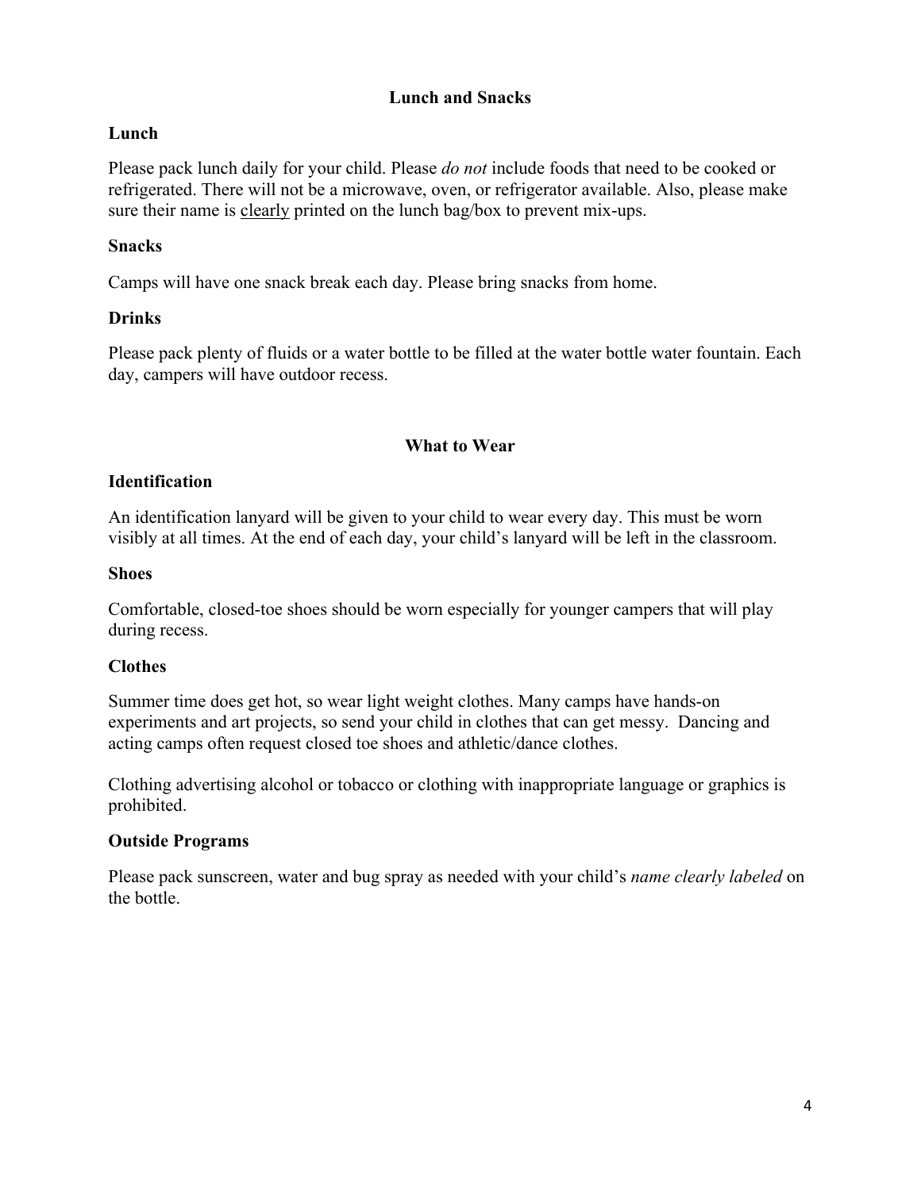## Lunch and Snacks

### Lunch

Please pack lunch daily for your child. Please *do not* include foods that need to be cooked or refrigerated. There will not be a microwave, oven, or refrigerator available. Also, please make sure their name is <u>clearly</u> printed on the lunch bag/box to prevent mix-ups.

### Snacks

Camps will have one snack break each day. Please bring snacks from home.

### Drinks

Please pack plenty of fluids or a water bottle to be filled at the water bottle water fountain. Each day, campers will have outdoor recess.

## What to Wear

### Identification

An identification lanyard will be given to your child to wear every day. This must be worn visibly at all times. At the end of each day, your child's lanyard will be left in the classroom.

### Shoes

Comfortable, closed-toe shoes should be worn especially for younger campers that will play during recess.

### Clothes

Summer time does get hot, so wear light weight clothes. Many camps have hands-on experiments and art projects, so send your child in clothes that can get messy. Dancing and acting camps often request closed toe shoes and athletic/dance clothes.

Clothing advertising alcohol or tobacco or clothing with inappropriate language or graphics is prohibited.

### Outside Programs

Please pack sunscreen, water and bug spray as needed with your child's *name clearly labeled* on the bottle.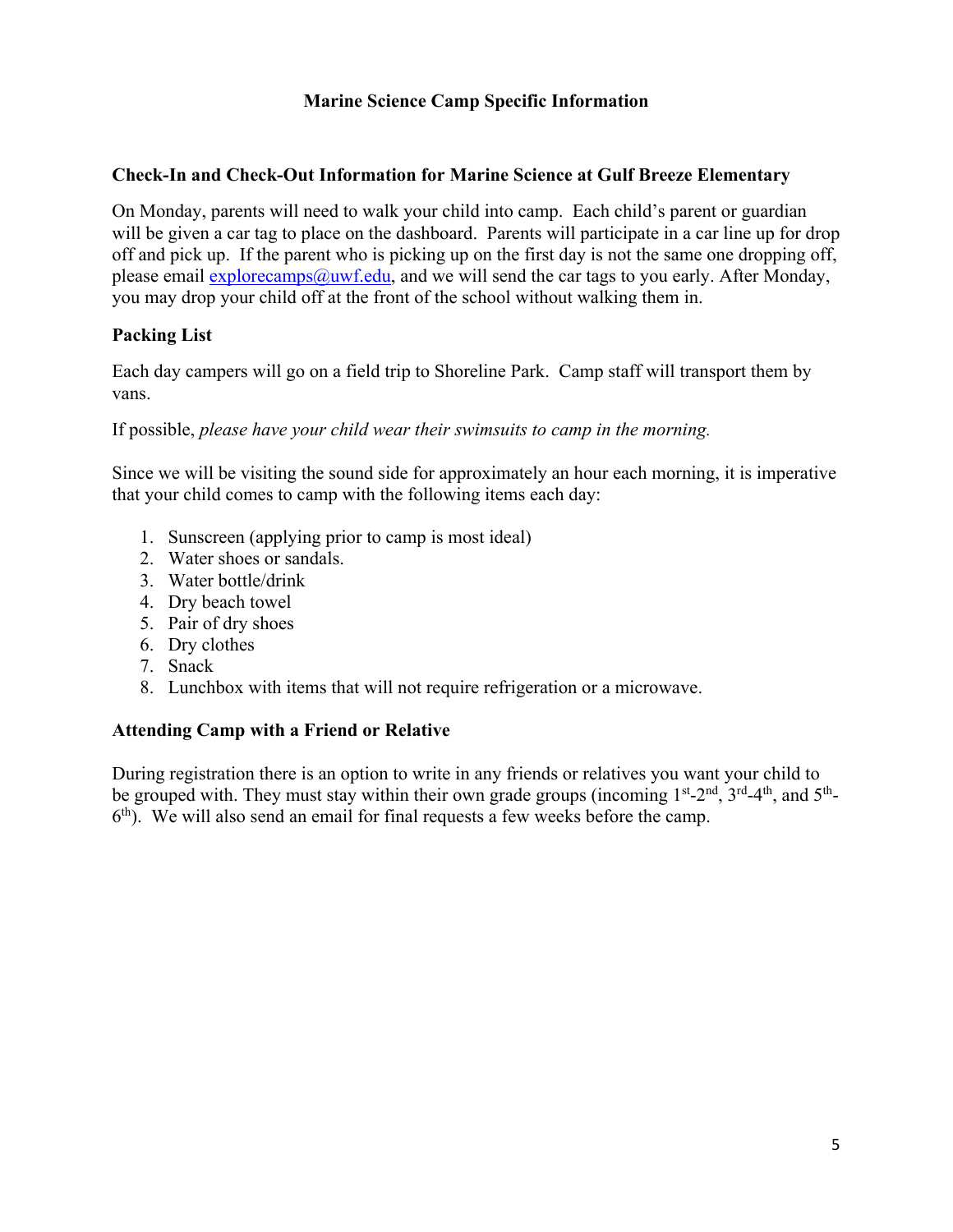## Marine Science Camp Specific Information

### Check-In and Check-Out Information for Marine Science at Gulf Breeze Elementary

On Monday, parents will need to walk your child into camp. Each child's parent or guardian will be given a car tag to place on the dashboard. Parents will participate in a car line up for drop off and pick up. If the parent who is picking up on the first day is not the same one dropping off, please email explorecamps@uwf.edu, and we will send the car tags to you early. After Monday, you may drop your child off at the front of the school without walking them in.

### Packing List

Each day campers will go on a field trip to Shoreline Park. Camp staff will transport them by vans.

If possible, *please have your child wear their swimsuits to camp in the morning.*

Since we will be visiting the sound side for approximately an hour each morning, it is imperative that your child comes to camp with the following items each day:

1. Sunscreen (applying prior to camp is most ideal)
2. Water shoes or sandals.
3. Water bottle/drink
4. Dry beach towel
5. Pair of dry shoes
6. Dry clothes
7. Snack
8. Lunchbox with items that will not require refrigeration or a microwave.

### Attending Camp with a Friend or Relative

During registration there is an option to write in any friends or relatives you want your child to be grouped with. They must stay within their own grade groups (incoming 1st-2nd, 3rd-4th, and 5th-6th). We will also send an email for final requests a few weeks before the camp.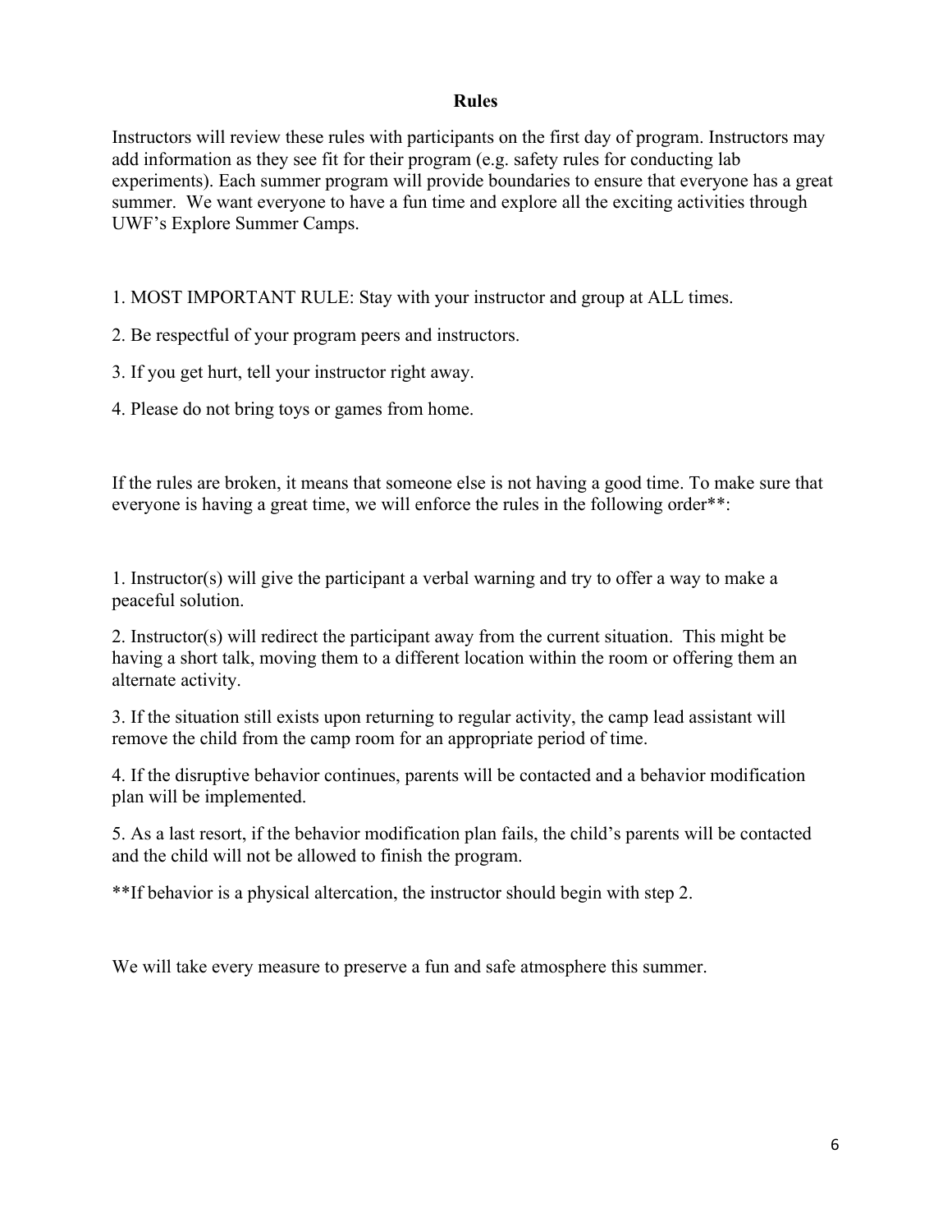## Rules

Instructors will review these rules with participants on the first day of program. Instructors may add information as they see fit for their program (e.g. safety rules for conducting lab experiments). Each summer program will provide boundaries to ensure that everyone has a great summer. We want everyone to have a fun time and explore all the exciting activities through UWF's Explore Summer Camps.

1. MOST IMPORTANT RULE: Stay with your instructor and group at ALL times.
2. Be respectful of your program peers and instructors.
3. If you get hurt, tell your instructor right away.
4. Please do not bring toys or games from home.

If the rules are broken, it means that someone else is not having a good time. To make sure that everyone is having a great time, we will enforce the rules in the following order**:

1. Instructor(s) will give the participant a verbal warning and try to offer a way to make a peaceful solution.
2. Instructor(s) will redirect the participant away from the current situation. This might be having a short talk, moving them to a different location within the room or offering them an alternate activity.
3. If the situation still exists upon returning to regular activity, the camp lead assistant will remove the child from the camp room for an appropriate period of time.
4. If the disruptive behavior continues, parents will be contacted and a behavior modification plan will be implemented.
5. As a last resort, if the behavior modification plan fails, the child's parents will be contacted and the child will not be allowed to finish the program.

**If behavior is a physical altercation, the instructor should begin with step 2.

We will take every measure to preserve a fun and safe atmosphere this summer.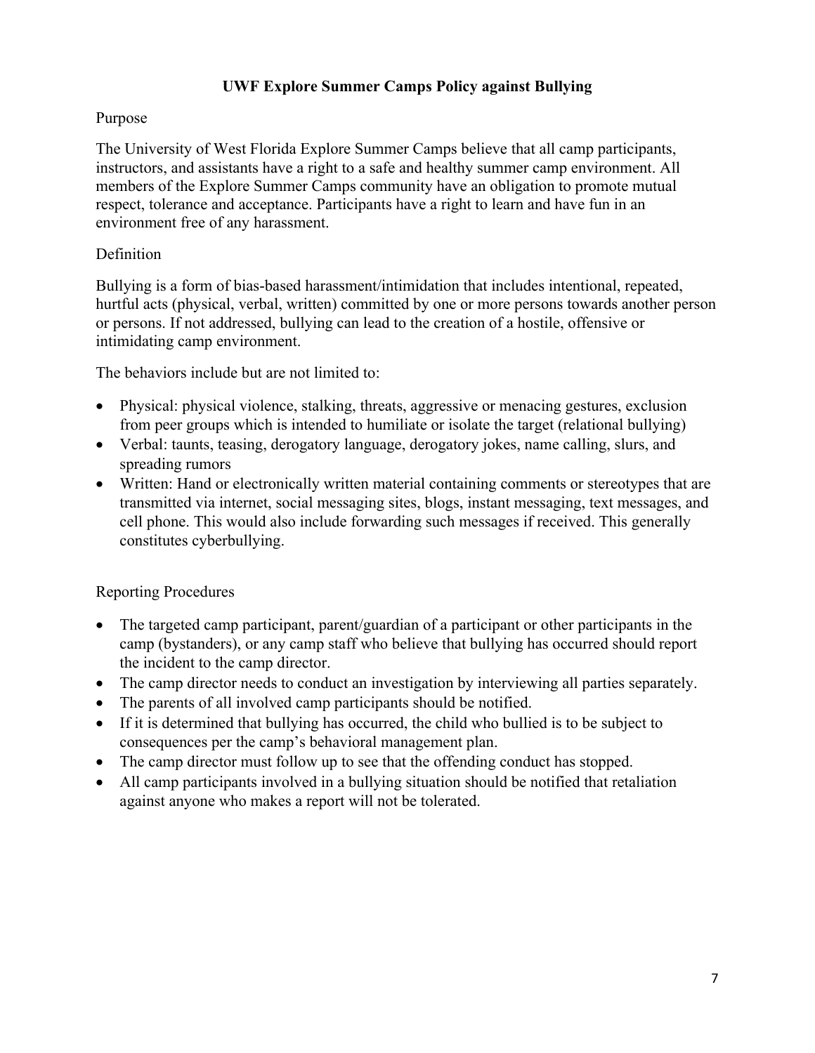# UWF Explore Summer Camps Policy against Bullying

## Purpose

The University of West Florida Explore Summer Camps believe that all camp participants, instructors, and assistants have a right to a safe and healthy summer camp environment. All members of the Explore Summer Camps community have an obligation to promote mutual respect, tolerance and acceptance. Participants have a right to learn and have fun in an environment free of any harassment.

## Definition

Bullying is a form of bias-based harassment/intimidation that includes intentional, repeated, hurtful acts (physical, verbal, written) committed by one or more persons towards another person or persons. If not addressed, bullying can lead to the creation of a hostile, offensive or intimidating camp environment.

The behaviors include but are not limited to:

- Physical: physical violence, stalking, threats, aggressive or menacing gestures, exclusion from peer groups which is intended to humiliate or isolate the target (relational bullying)
- Verbal: taunts, teasing, derogatory language, derogatory jokes, name calling, slurs, and spreading rumors
- Written: Hand or electronically written material containing comments or stereotypes that are transmitted via internet, social messaging sites, blogs, instant messaging, text messages, and cell phone. This would also include forwarding such messages if received. This generally constitutes cyberbullying.

## Reporting Procedures

- The targeted camp participant, parent/guardian of a participant or other participants in the camp (bystanders), or any camp staff who believe that bullying has occurred should report the incident to the camp director.
- The camp director needs to conduct an investigation by interviewing all parties separately.
- The parents of all involved camp participants should be notified.
- If it is determined that bullying has occurred, the child who bullied is to be subject to consequences per the camp's behavioral management plan.
- The camp director must follow up to see that the offending conduct has stopped.
- All camp participants involved in a bullying situation should be notified that retaliation against anyone who makes a report will not be tolerated.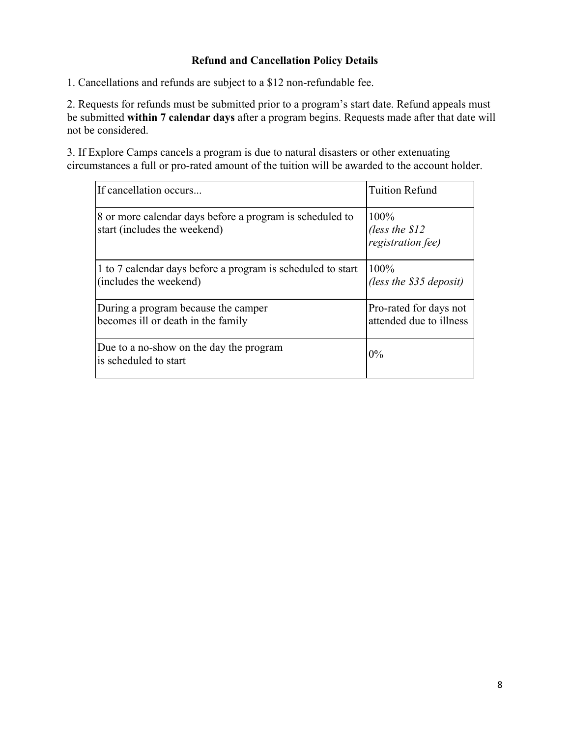## Refund and Cancellation Policy Details

1. Cancellations and refunds are subject to a $12 non-refundable fee.

2. Requests for refunds must be submitted prior to a program's start date. Refund appeals must be submitted **within 7 calendar days** after a program begins. Requests made after that date will not be considered.

3. If Explore Camps cancels a program is due to natural disasters or other extenuating circumstances a full or pro-rated amount of the tuition will be awarded to the account holder.

| If cancellation occurs... | Tuition Refund |
|---|---|
| 8 or more calendar days before a program is scheduled to start (includes the weekend) | 100% *(less the $12 registration fee)* |
| 1 to 7 calendar days before a program is scheduled to start (includes the weekend) | 100% *(less the $35 deposit)* |
| During a program because the camper becomes ill or death in the family | Pro-rated for days not attended due to illness |
| Due to a no-show on the day the program is scheduled to start | 0% |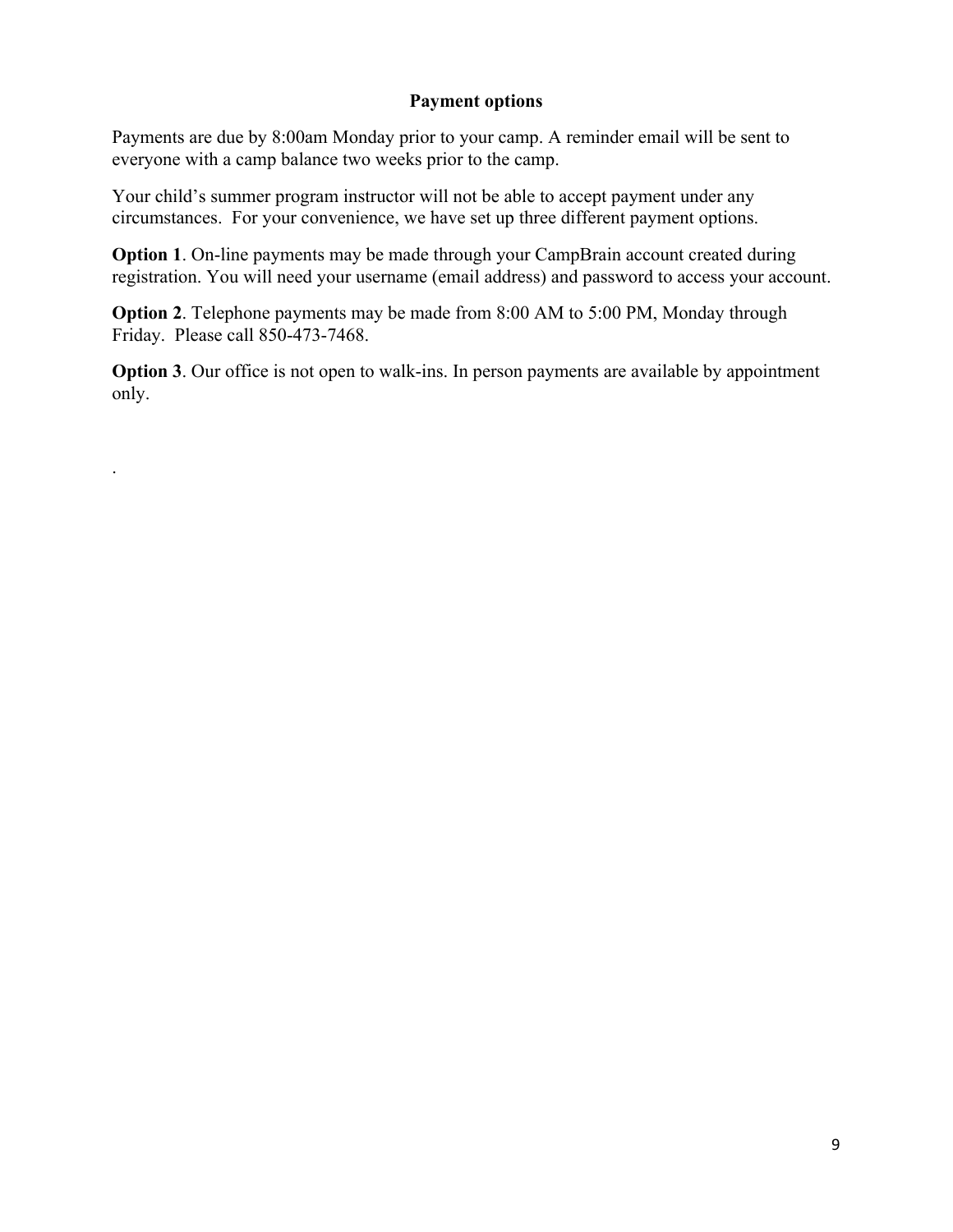**Payment options**

Payments are due by 8:00am Monday prior to your camp. A reminder email will be sent to everyone with a camp balance two weeks prior to the camp.

Your child's summer program instructor will not be able to accept payment under any circumstances. For your convenience, we have set up three different payment options.

**Option 1**. On-line payments may be made through your CampBrain account created during registration. You will need your username (email address) and password to access your account.

**Option 2**. Telephone payments may be made from 8:00 AM to 5:00 PM, Monday through Friday. Please call 850-473-7468.

**Option 3**. Our office is not open to walk-ins. In person payments are available by appointment only.

.